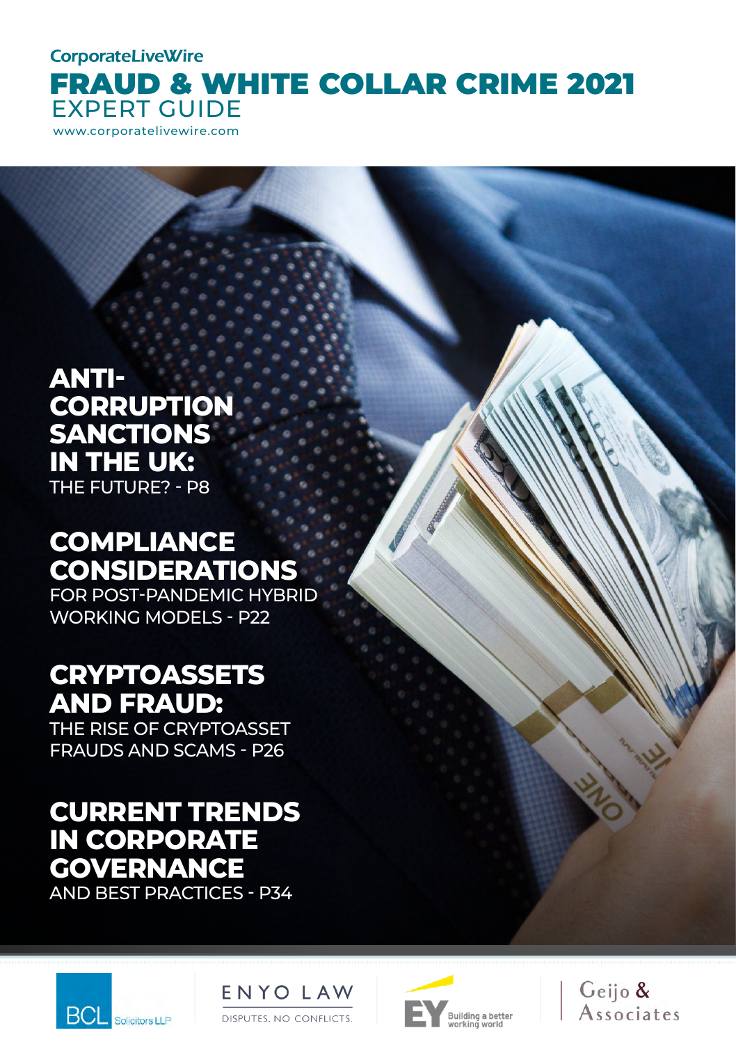CorporateLiveWire

# FRAUD & WHITE COLLAR CRIME 2021

## EXPERT GUIDE

www.corporatelivewire.com

**ANTI-CORRUPTION SANCTIONS IN THE UK:**
THE FUTURE? - P8

**COMPLIANCE CONSIDERATIONS**
FOR POST-PANDEMIC HYBRID WORKING MODELS - P22

**CRYPTOASSETS AND FRAUD:**
THE RISE OF CRYPTOASSET FRAUDS AND SCAMS - P26

**CURRENT TRENDS IN CORPORATE GOVERNANCE**
AND BEST PRACTICES - P34

BCL Solicitors LLP

ENYO LAW
DISPUTES. NO CONFLICTS.

EY Building a better working world

Geijo & Associates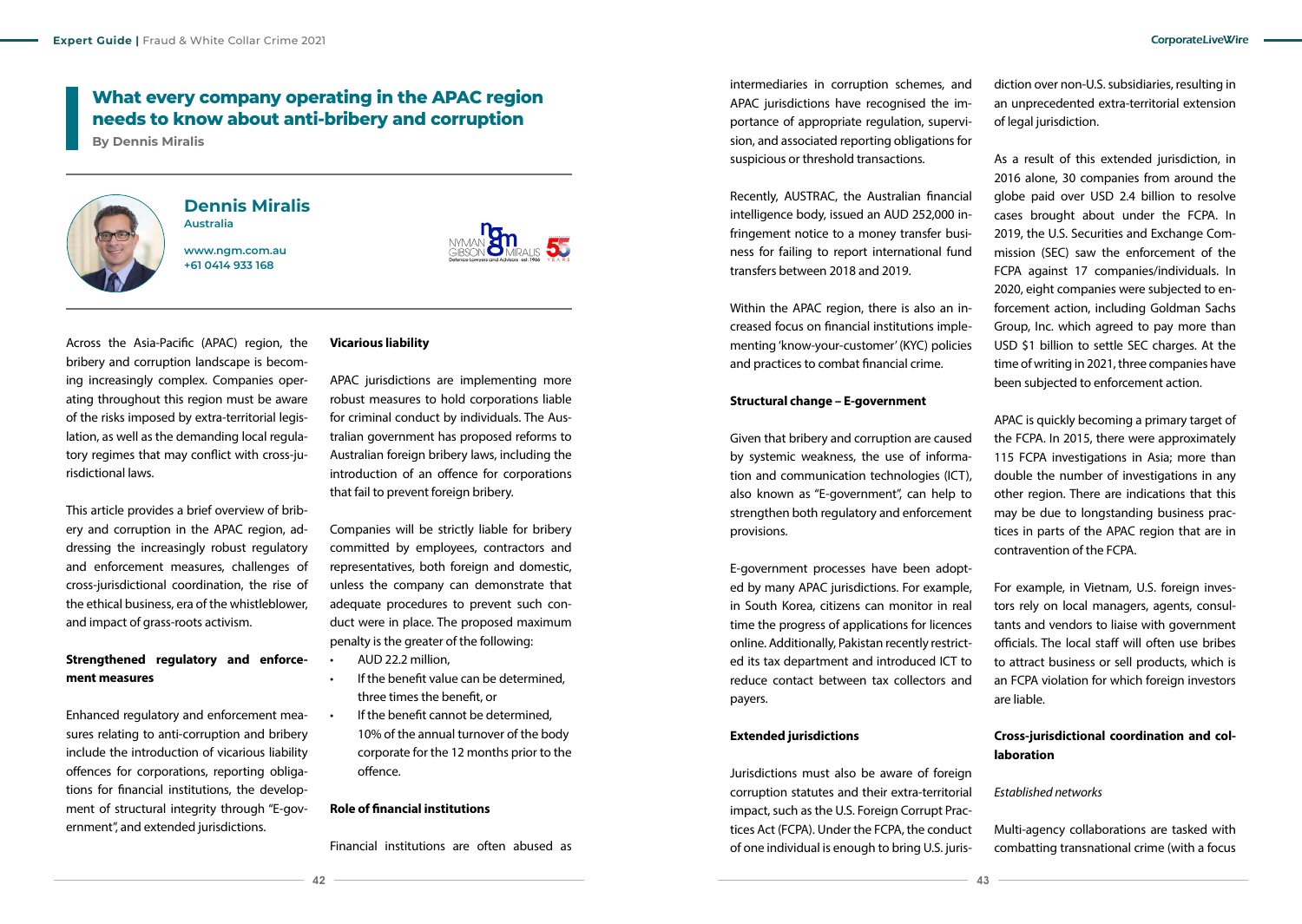# What every company operating in the APAC region needs to know about anti-bribery and corruption

**By Dennis Miralis**

**Dennis Miralis**
Australia

www.ngm.com.au
+61 0414 933 168

Across the Asia-Pacific (APAC) region, the bribery and corruption landscape is becoming increasingly complex. Companies operating throughout this region must be aware of the risks imposed by extra-territorial legislation, as well as the demanding local regulatory regimes that may conflict with cross-jurisdictional laws.

This article provides a brief overview of bribery and corruption in the APAC region, addressing the increasingly robust regulatory and enforcement measures, challenges of cross-jurisdictional coordination, the role of the ethical business, era of the whistleblower, and impact of grass-roots activism.

**Strengthened regulatory and enforcement measures**

Enhanced regulatory and enforcement measures relating to anti-corruption and bribery include the introduction of vicarious liability offences for corporations, reporting obligations for financial institutions, the development of structural integrity through "E-government", and extended jurisdictions.

**Vicarious liability**

APAC jurisdictions are implementing more robust measures to hold corporations liable for criminal conduct by individuals. The Australian government has proposed reforms to Australian foreign bribery laws, including the introduction of an offence for corporations that fail to prevent foreign bribery.

Companies will be strictly liable for bribery committed by employees, contractors and representatives, both foreign and domestic, unless the company can demonstrate that adequate procedures to prevent such conduct were in place. The proposed maximum penalty is the greater of the following:

- AUD 22.2 million,
- If the benefit value can be determined, three times the benefit, or
- If the benefit cannot be determined, 10% of the annual turnover of the body corporate for the 12 months prior to the offence.

**Role of financial institutions**

Financial institutions are often abused as intermediaries in corruption schemes, and APAC jurisdictions have recognised the importance of appropriate regulation, supervision, and associated reporting obligations for suspicious or threshold transactions.

Recently, AUSTRAC, the Australian financial intelligence body, issued an AUD 252,000 infringement notice to a money transfer business for failing to report international fund transfers between 2018 and 2019.

Within the APAC region, there is also an increased focus on financial institutions implementing 'know-your-customer' (KYC) policies and practices to combat financial crime.

**Structural change – E-government**

Given that bribery and corruption are caused by systemic weakness, the use of information and communication technologies (ICT), also known as "E-government", can help to strengthen both regulatory and enforcement provisions.

E-government processes have been adopted by many APAC jurisdictions. For example, in South Korea, citizens can monitor in real time the progress of applications for licences online. Additionally, Pakistan recently restricted its tax department and introduced ICT to reduce contact between tax collectors and payers.

**Extended jurisdictions**

Jurisdictions must also be aware of foreign corruption statutes and their extra-territorial impact, such as the U.S. Foreign Corrupt Practices Act (FCPA). Under the FCPA, the conduct of one individual is enough to bring U.S. jurisdiction over non-U.S. subsidiaries, resulting in an unprecedented extra-territorial extension of legal jurisdiction.

As a result of this extended jurisdiction, in 2016 alone, 30 companies from around the globe paid over USD 2.4 billion to resolve cases brought about under the FCPA. In 2019, the U.S. Securities and Exchange Commission (SEC) saw the enforcement of the FCPA against 17 companies/individuals. In 2020, eight companies were subjected to enforcement action, including Goldman Sachs Group, Inc. which agreed to pay more than USD $1 billion to settle SEC charges. At the time of writing in 2021, three companies have been subjected to enforcement action.

APAC is quickly becoming a primary target of the FCPA. In 2015, there were approximately 115 FCPA investigations in Asia; more than double the number of investigations in any other region. There are indications that this may be due to longstanding business practices in parts of the APAC region that are in contravention of the FCPA.

For example, in Vietnam, U.S. foreign investors rely on local managers, agents, consultants and vendors to liaise with government officials. The local staff will often use bribes to attract business or sell products, which is an FCPA violation for which foreign investors are liable.

**Cross-jurisdictional coordination and collaboration**

*Established networks*

Multi-agency collaborations are tasked with combatting transnational crime (with a focus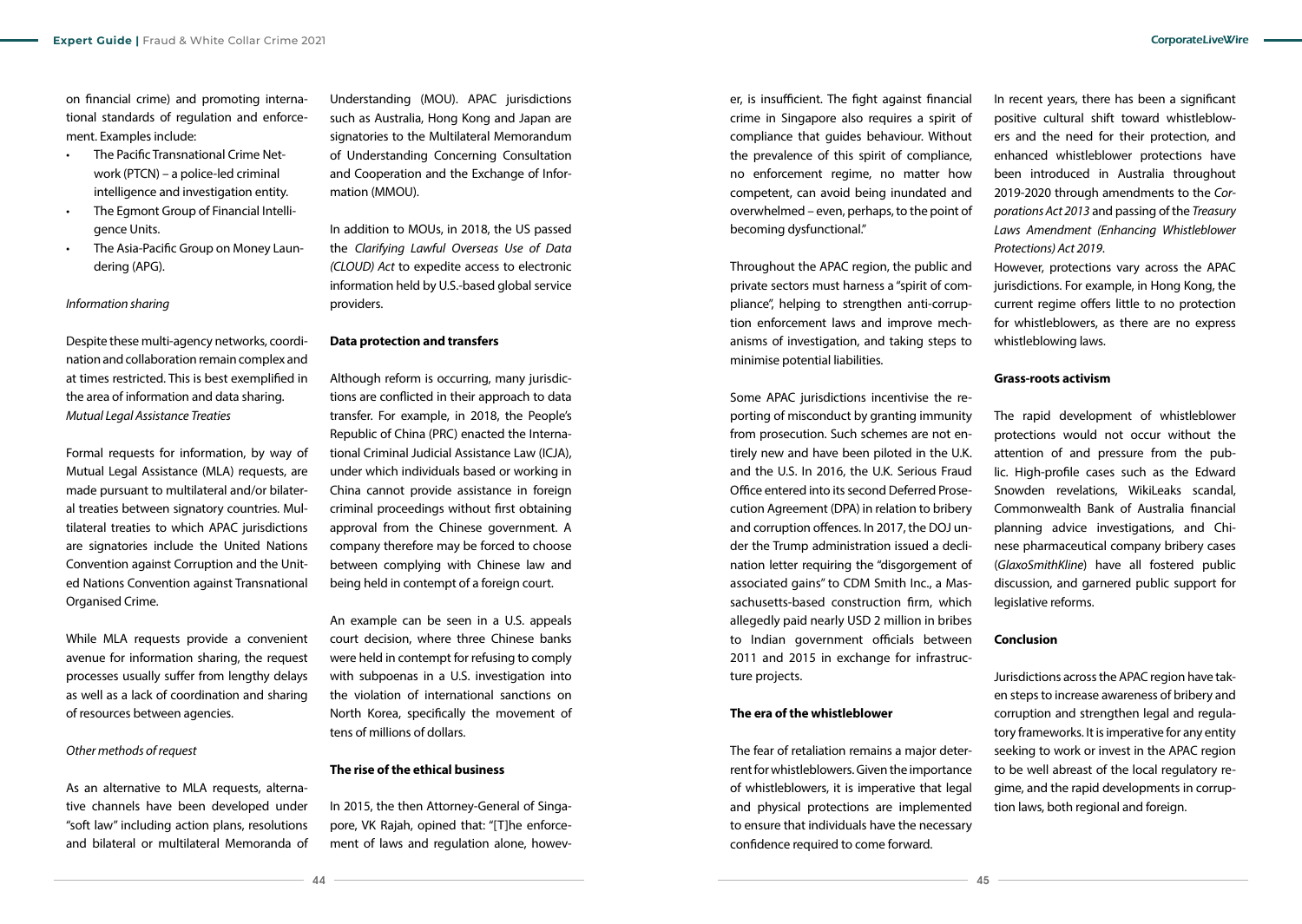on financial crime) and promoting international standards of regulation and enforcement. Examples include:

- The Pacific Transnational Crime Network (PTCN) – a police-led criminal intelligence and investigation entity.
- The Egmont Group of Financial Intelligence Units.
- The Asia-Pacific Group on Money Laundering (APG).

*Information sharing*

Despite these multi-agency networks, coordination and collaboration remain complex and at times restricted. This is best exemplified in the area of information and data sharing.

*Mutual Legal Assistance Treaties*

Formal requests for information, by way of Mutual Legal Assistance (MLA) requests, are made pursuant to multilateral and/or bilateral treaties between signatory countries. Multilateral treaties to which APAC jurisdictions are signatories include the United Nations Convention against Corruption and the United Nations Convention against Transnational Organised Crime.

While MLA requests provide a convenient avenue for information sharing, the request processes usually suffer from lengthy delays as well as a lack of coordination and sharing of resources between agencies.

*Other methods of request*

As an alternative to MLA requests, alternative channels have been developed under "soft law" including action plans, resolutions and bilateral or multilateral Memoranda of Understanding (MOU). APAC jurisdictions such as Australia, Hong Kong and Japan are signatories to the Multilateral Memorandum of Understanding Concerning Consultation and Cooperation and the Exchange of Information (MMOU).

In addition to MOUs, in 2018, the US passed the *Clarifying Lawful Overseas Use of Data (CLOUD) Act* to expedite access to electronic information held by U.S.-based global service providers.

**Data protection and transfers**

Although reform is occurring, many jurisdictions are conflicted in their approach to data transfer. For example, in 2018, the People's Republic of China (PRC) enacted the International Criminal Judicial Assistance Law (ICJA), under which individuals based or working in China cannot provide assistance in foreign criminal proceedings without first obtaining approval from the Chinese government. A company therefore may be forced to choose between complying with Chinese law and being held in contempt of a foreign court.

An example can be seen in a U.S. appeals court decision, where three Chinese banks were held in contempt for refusing to comply with subpoenas in a U.S. investigation into the violation of international sanctions on North Korea, specifically the movement of tens of millions of dollars.

**The rise of the ethical business**

In 2015, the then Attorney-General of Singapore, VK Rajah, opined that: "[T]he enforcement of laws and regulation alone, however, is insufficient. The fight against financial crime in Singapore also requires a spirit of compliance that guides behaviour. Without the prevalence of this spirit of compliance, no enforcement regime, no matter how competent, can avoid being inundated and overwhelmed – even, perhaps, to the point of becoming dysfunctional."

Throughout the APAC region, the public and private sectors must harness a "spirit of compliance", helping to strengthen anti-corruption enforcement laws and improve mechanisms of investigation, and taking steps to minimise potential liabilities.

Some APAC jurisdictions incentivise the reporting of misconduct by granting immunity from prosecution. Such schemes are not entirely new and have been piloted in the U.K. and the U.S. In 2016, the U.K. Serious Fraud Office entered into its second Deferred Prosecution Agreement (DPA) in relation to bribery and corruption offences. In 2017, the DOJ under the Trump administration issued a declination letter requiring the "disgorgement of associated gains" to CDM Smith Inc., a Massachusetts-based construction firm, which allegedly paid nearly USD 2 million in bribes to Indian government officials between 2011 and 2015 in exchange for infrastructure projects.

**The era of the whistleblower**

The fear of retaliation remains a major deterrent for whistleblowers. Given the importance of whistleblowers, it is imperative that legal and physical protections are implemented to ensure that individuals have the necessary confidence required to come forward.

In recent years, there has been a significant positive cultural shift toward whistleblowers and the need for their protection, and enhanced whistleblower protections have been introduced in Australia throughout 2019-2020 through amendments to the *Corporations Act 2013* and passing of the *Treasury Laws Amendment (Enhancing Whistleblower Protections) Act 2019*.

However, protections vary across the APAC jurisdictions. For example, in Hong Kong, the current regime offers little to no protection for whistleblowers, as there are no express whistleblowing laws.

**Grass-roots activism**

The rapid development of whistleblower protections would not occur without the attention of and pressure from the public. High-profile cases such as the Edward Snowden revelations, WikiLeaks scandal, Commonwealth Bank of Australia financial planning advice investigations, and Chinese pharmaceutical company bribery cases (*GlaxoSmithKline*) have all fostered public discussion, and garnered public support for legislative reforms.

**Conclusion**

Jurisdictions across the APAC region have taken steps to increase awareness of bribery and corruption and strengthen legal and regulatory frameworks. It is imperative for any entity seeking to work or invest in the APAC region to be well abreast of the local regulatory regime, and the rapid developments in corruption laws, both regional and foreign.